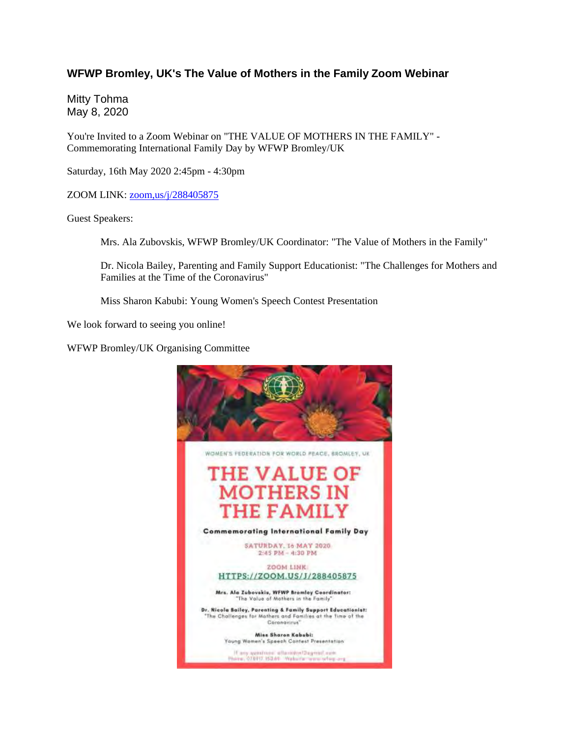### WFWP Bromley, UK's The Value of Mothers in the Family Zoom Webinar

Mitty Tohma
May 8, 2020

You're Invited to a Zoom Webinar on "THE VALUE OF MOTHERS IN THE FAMILY" - Commemorating International Family Day by WFWP Bromley/UK

Saturday, 16th May 2020 2:45pm - 4:30pm

ZOOM LINK: zoom,us/j/288405875

Guest Speakers:

> Mrs. Ala Zubovskis, WFWP Bromley/UK Coordinator: "The Value of Mothers in the Family"
>
> Dr. Nicola Bailey, Parenting and Family Support Educationist: "The Challenges for Mothers and Families at the Time of the Coronavirus"
>
> Miss Sharon Kabubi: Young Women's Speech Contest Presentation

We look forward to seeing you online!

WFWP Bromley/UK Organising Committee

WOMEN'S FEDERATION FOR WORLD PEACE, BROMLEY, UK

THE VALUE OF MOTHERS IN THE FAMILY

Commemorating International Family Day

SATURDAY, 16 MAY 2020
2:45 PM - 4:30 PM

ZOOM LINK:
HTTPS://ZOOM.US/J/288405875

**Mrs. Ala Zubovskis, WFWP Bromley Coordinator:**
"The Value of Mothers in the Family"

**Dr. Nicola Bailey, Parenting & Family Support Educationist:**
"The Challenges for Mothers and Families at the Time of the Coronavirus"

**Miss Sharon Kabubi:**
Young Women's Speech Contest Presentation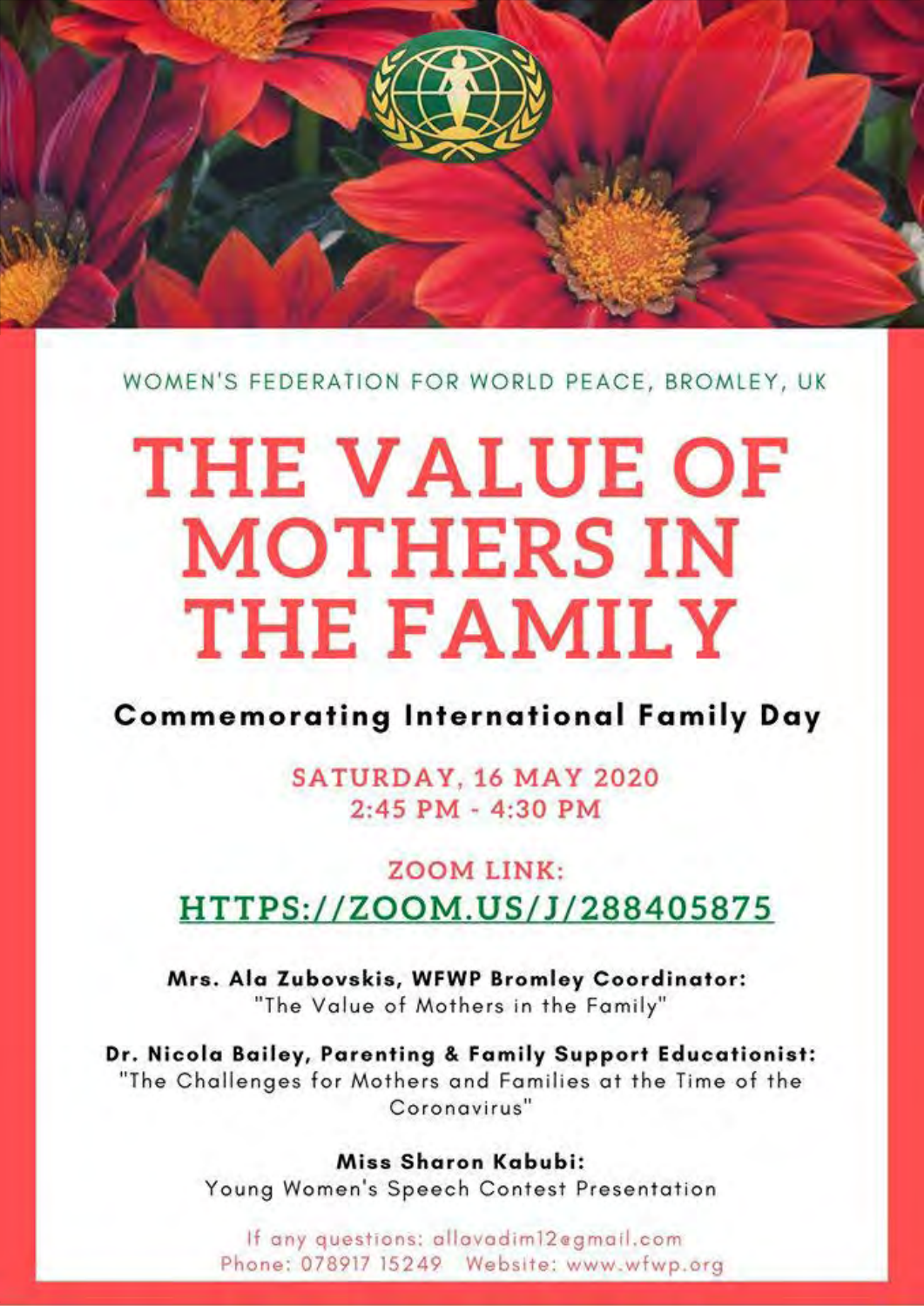WOMEN'S FEDERATION FOR WORLD PEACE, BROMLEY, UK

# THE VALUE OF MOTHERS IN THE FAMILY

## Commemorating International Family Day

SATURDAY, 16 MAY 2020
2:45 PM - 4:30 PM

ZOOM LINK:
HTTPS://ZOOM.US/J/288405875

**Mrs. Ala Zubovskis, WFWP Bromley Coordinator:**
"The Value of Mothers in the Family"

**Dr. Nicola Bailey, Parenting & Family Support Educationist:**
"The Challenges for Mothers and Families at the Time of the Coronavirus"

**Miss Sharon Kabubi:**
Young Women's Speech Contest Presentation

If any questions: allavadim12@gmail.com
Phone: 078917 15249 Website: www.wfwp.org